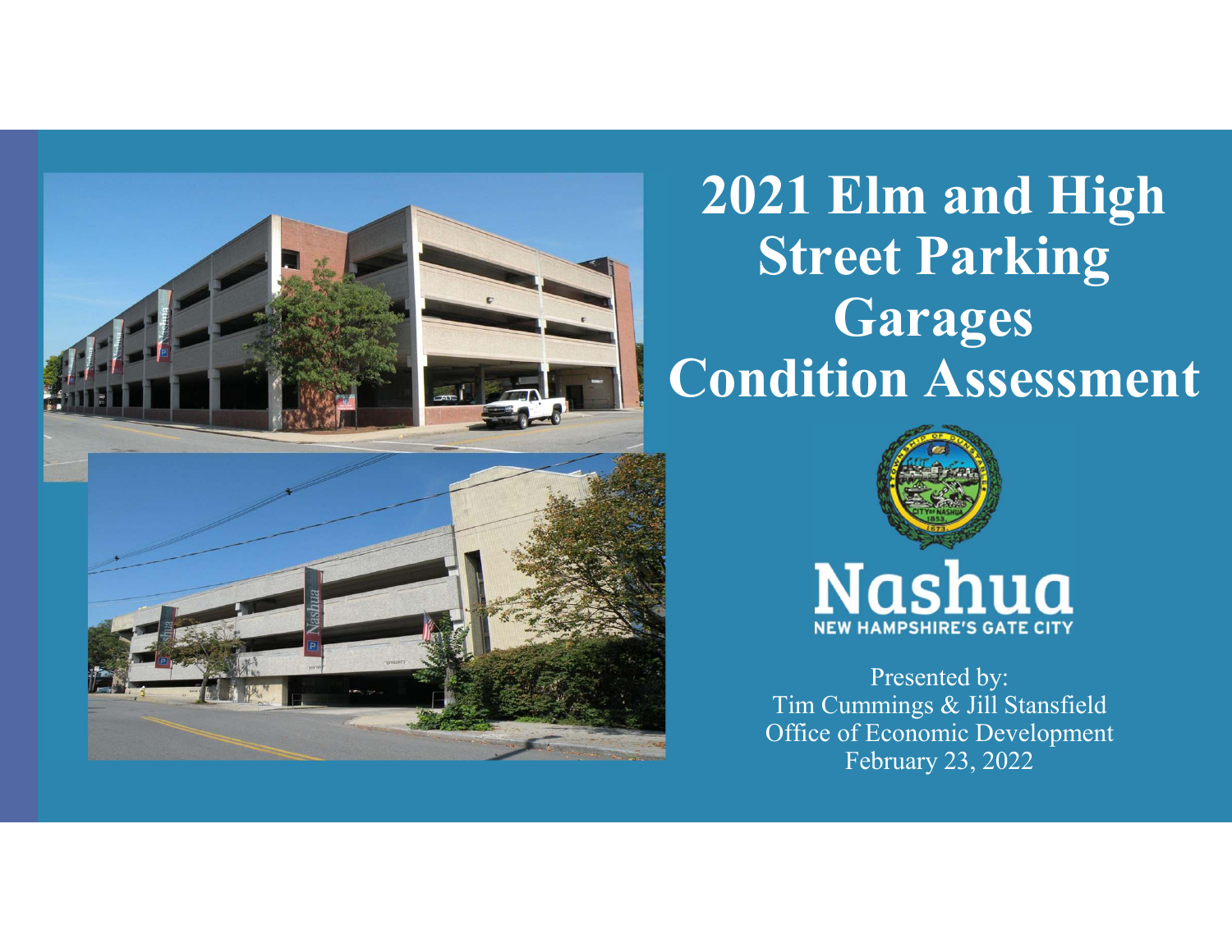# 2021 Elm and High Street Parking Garages Condition Assessment

Nashua

NEW HAMPSHIRE'S GATE CITY

Presented by:
Tim Cummings & Jill Stansfield
Office of Economic Development
February 23, 2022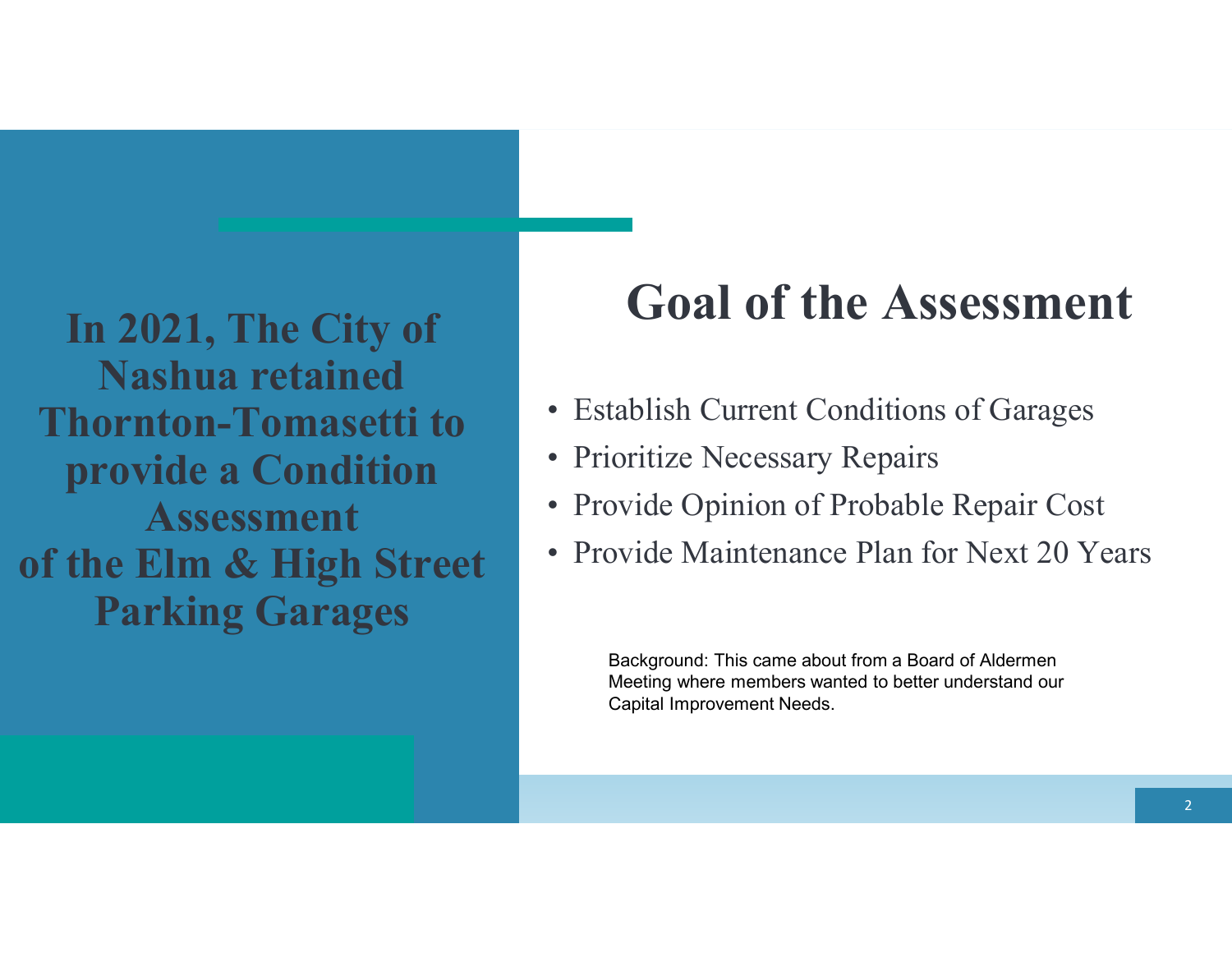**In 2021, The City of Nashua retained Thornton-Tomasetti to provide a Condition Assessment of the Elm & High Street Parking Garages**

# Goal of the Assessment

- Establish Current Conditions of Garages
- Prioritize Necessary Repairs
- Provide Opinion of Probable Repair Cost
- Provide Maintenance Plan for Next 20 Years

Background: This came about from a Board of Aldermen Meeting where members wanted to better understand our Capital Improvement Needs.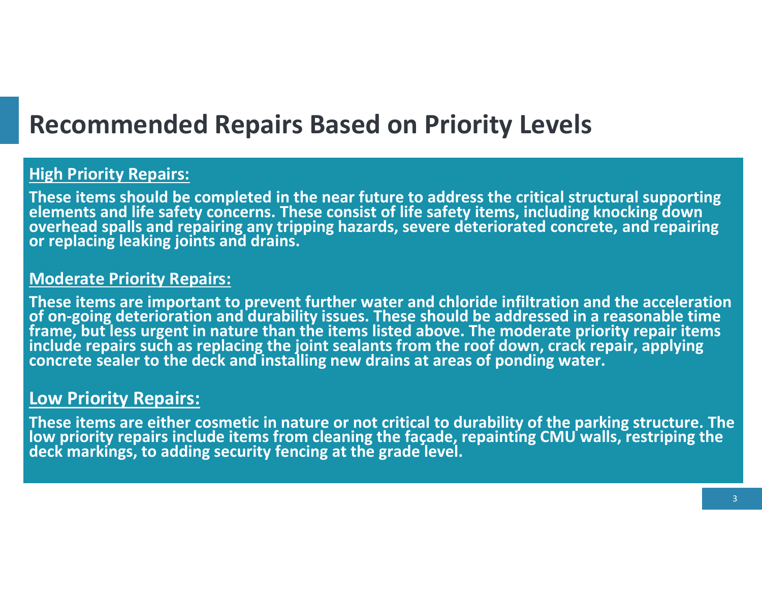# Recommended Repairs Based on Priority Levels

**High Priority Repairs:**

**These items should be completed in the near future to address the critical structural supporting elements and life safety concerns. These consist of life safety items, including knocking down overhead spalls and repairing any tripping hazards, severe deteriorated concrete, and repairing or replacing leaking joints and drains.**

**Moderate Priority Repairs:**

**These items are important to prevent further water and chloride infiltration and the acceleration of on-going deterioration and durability issues. These should be addressed in a reasonable time frame, but less urgent in nature than the items listed above. The moderate priority repair items include repairs such as replacing the joint sealants from the roof down, crack repair, applying concrete sealer to the deck and installing new drains at areas of ponding water.**

**Low Priority Repairs:**

**These items are either cosmetic in nature or not critical to durability of the parking structure. The low priority repairs include items from cleaning the façade, repainting CMU walls, restriping the deck markings, to adding security fencing at the grade level.**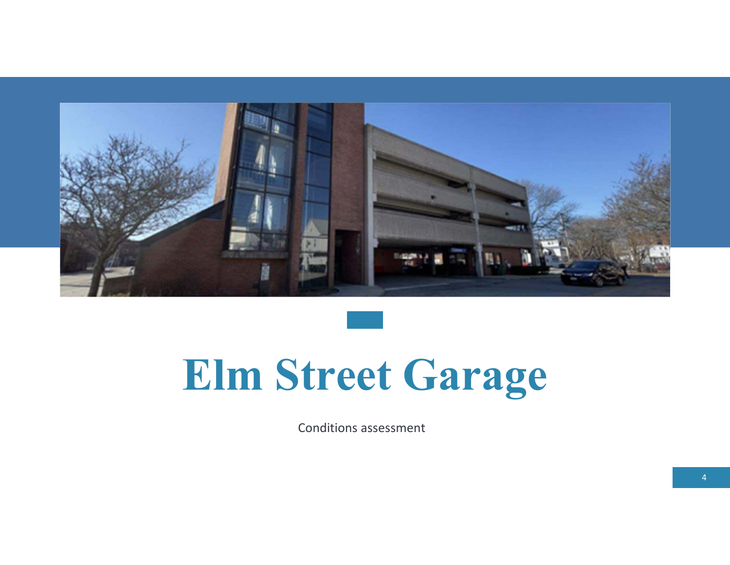# Elm Street Garage

Conditions assessment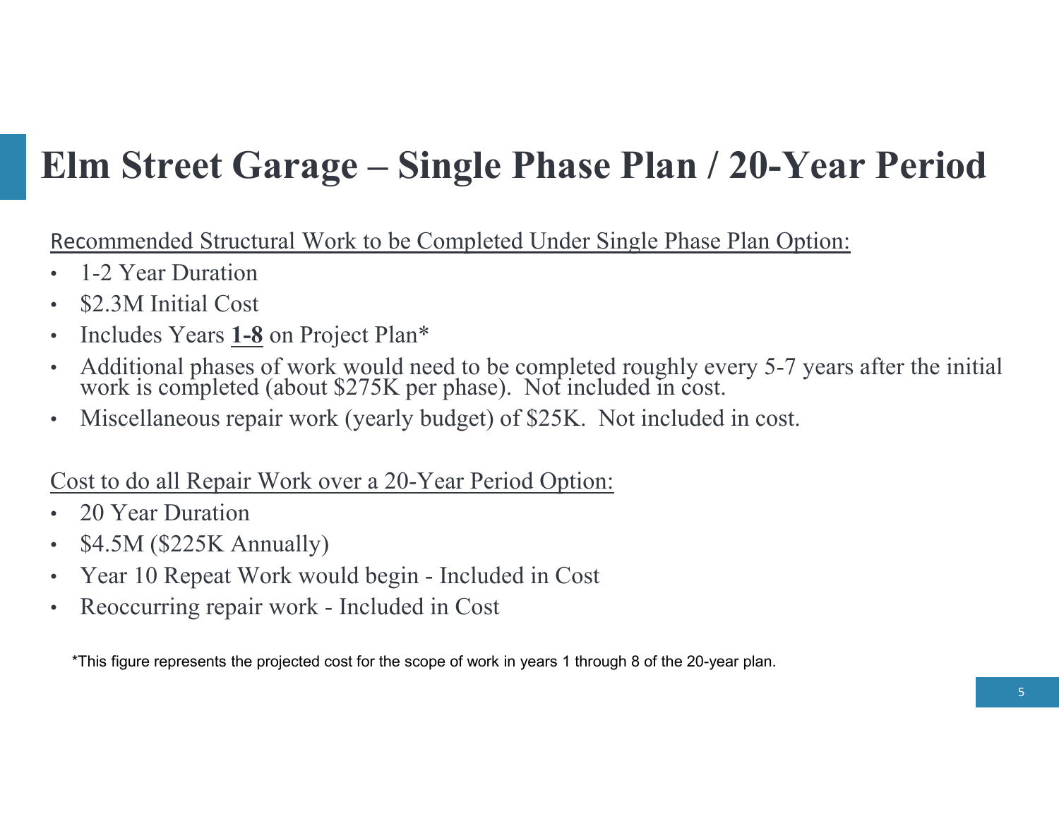# Elm Street Garage – Single Phase Plan / 20-Year Period

Recommended Structural Work to be Completed Under Single Phase Plan Option:

- 1-2 Year Duration
- $2.3M Initial Cost
- Includes Years **1-8** on Project Plan*
- Additional phases of work would need to be completed roughly every 5-7 years after the initial work is completed (about $275K per phase). Not included in cost.
- Miscellaneous repair work (yearly budget) of $25K. Not included in cost.

Cost to do all Repair Work over a 20-Year Period Option:

- 20 Year Duration
- $4.5M ($225K Annually)
- Year 10 Repeat Work would begin - Included in Cost
- Reoccurring repair work - Included in Cost

*This figure represents the projected cost for the scope of work in years 1 through 8 of the 20-year plan.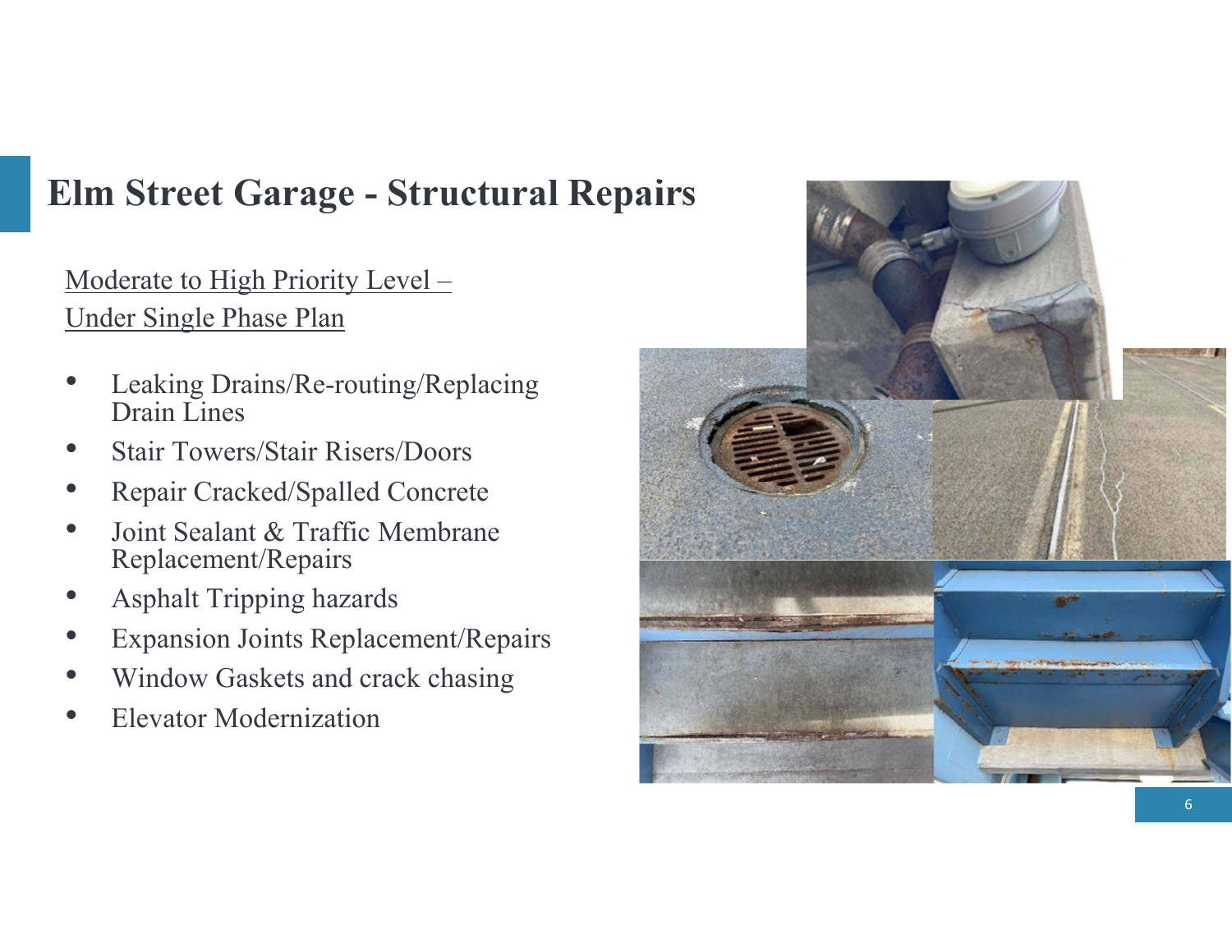# Elm Street Garage - Structural Repairs

Moderate to High Priority Level –
Under Single Phase Plan

- Leaking Drains/Re-routing/Replacing Drain Lines
- Stair Towers/Stair Risers/Doors
- Repair Cracked/Spalled Concrete
- Joint Sealant & Traffic Membrane Replacement/Repairs
- Asphalt Tripping hazards
- Expansion Joints Replacement/Repairs
- Window Gaskets and crack chasing
- Elevator Modernization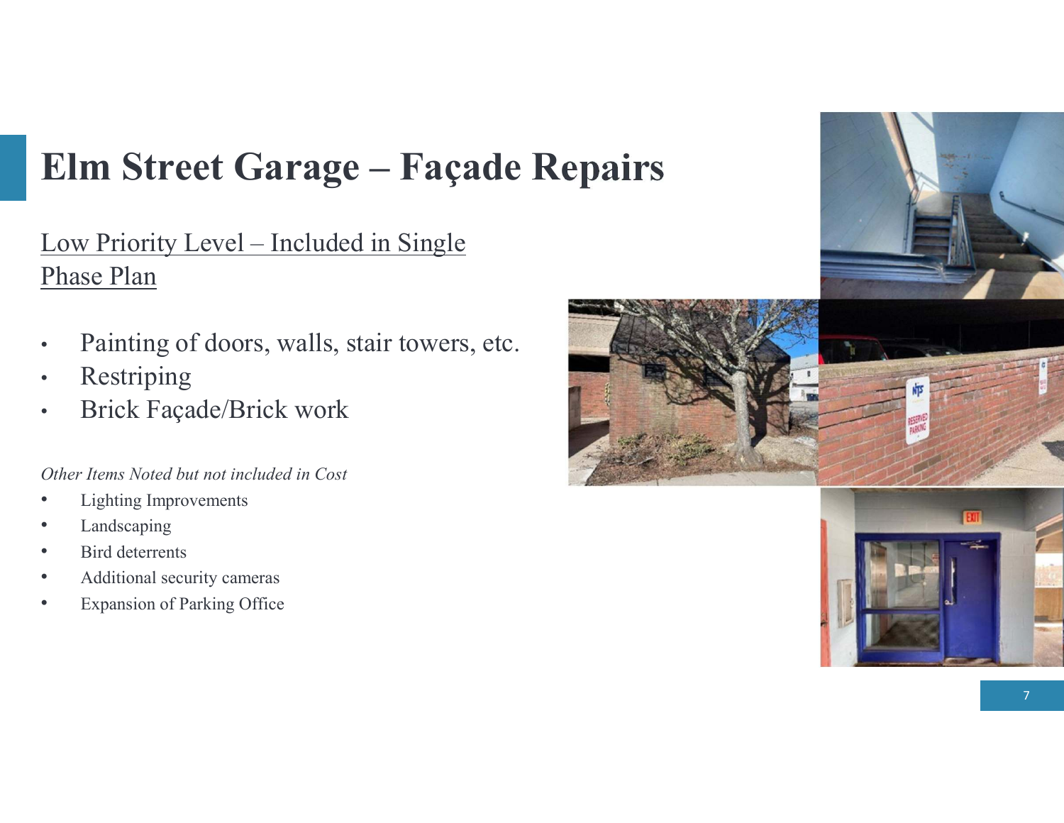# Elm Street Garage – Façade Repairs

<u>Low Priority Level – Included in Single Phase Plan</u>

- Painting of doors, walls, stair towers, etc.
- Restriping
- Brick Façade/Brick work

*Other Items Noted but not included in Cost*

- Lighting Improvements
- Landscaping
- Bird deterrents
- Additional security cameras
- Expansion of Parking Office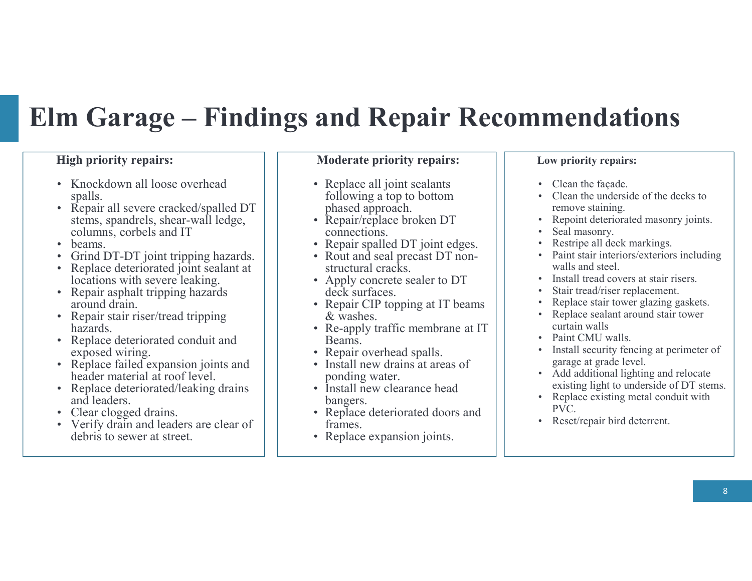# Elm Garage – Findings and Repair Recommendations

**High priority repairs:**

- Knockdown all loose overhead spalls.
- Repair all severe cracked/spalled DT stems, spandrels, shear-wall ledge, columns, corbels and IT
- beams.
- Grind DT-DT joint tripping hazards.
- Replace deteriorated joint sealant at locations with severe leaking.
- Repair asphalt tripping hazards around drain.
- Repair stair riser/tread tripping hazards.
- Replace deteriorated conduit and exposed wiring.
- Replace failed expansion joints and header material at roof level.
- Replace deteriorated/leaking drains and leaders.
- Clear clogged drains.
- Verify drain and leaders are clear of debris to sewer at street.

**Moderate priority repairs:**

- Replace all joint sealants following a top to bottom phased approach.
- Repair/replace broken DT connections.
- Repair spalled DT joint edges.
- Rout and seal precast DT non-structural cracks.
- Apply concrete sealer to DT deck surfaces.
- Repair CIP topping at IT beams & washes.
- Re-apply traffic membrane at IT Beams.
- Repair overhead spalls.
- Install new drains at areas of ponding water.
- Install new clearance head bangers.
- Replace deteriorated doors and frames.
- Replace expansion joints.

**Low priority repairs:**

- Clean the façade.
- Clean the underside of the decks to remove staining.
- Repoint deteriorated masonry joints.
- Seal masonry.
- Restripe all deck markings.
- Paint stair interiors/exteriors including walls and steel.
- Install tread covers at stair risers.
- Stair tread/riser replacement.
- Replace stair tower glazing gaskets.
- Replace sealant around stair tower curtain walls
- Paint CMU walls.
- Install security fencing at perimeter of garage at grade level.
- Add additional lighting and relocate existing light to underside of DT stems.
- Replace existing metal conduit with PVC.
- Reset/repair bird deterrent.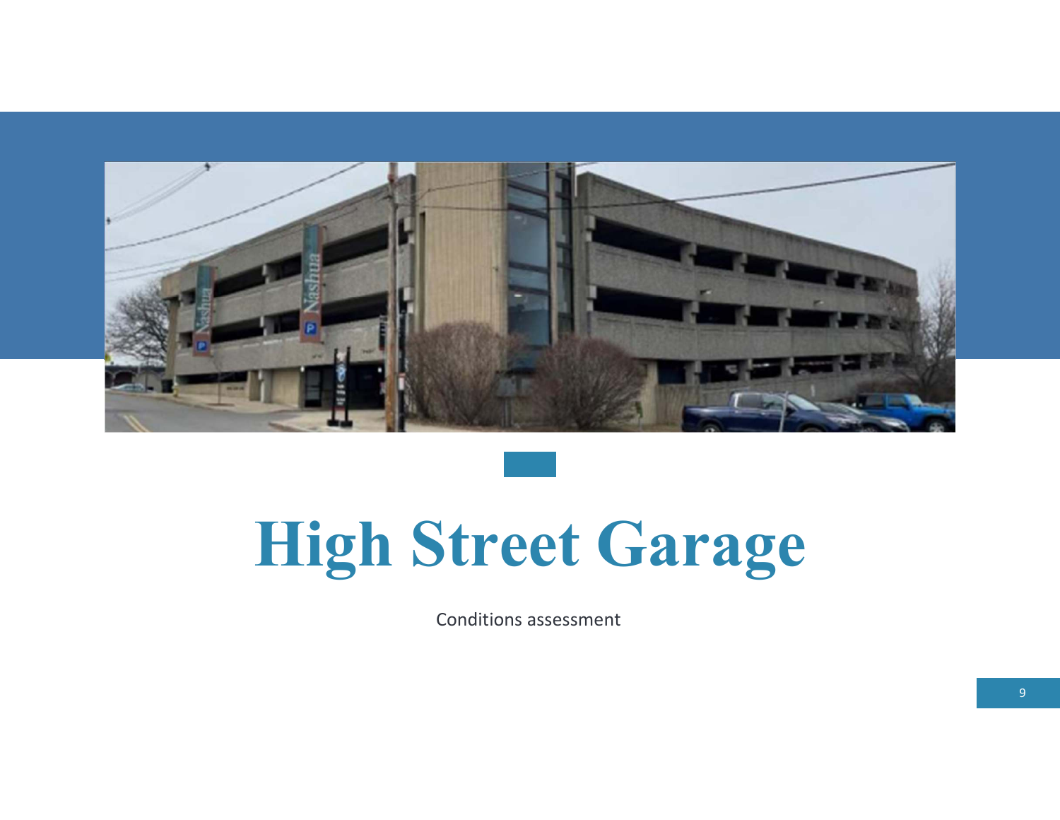# High Street Garage

Conditions assessment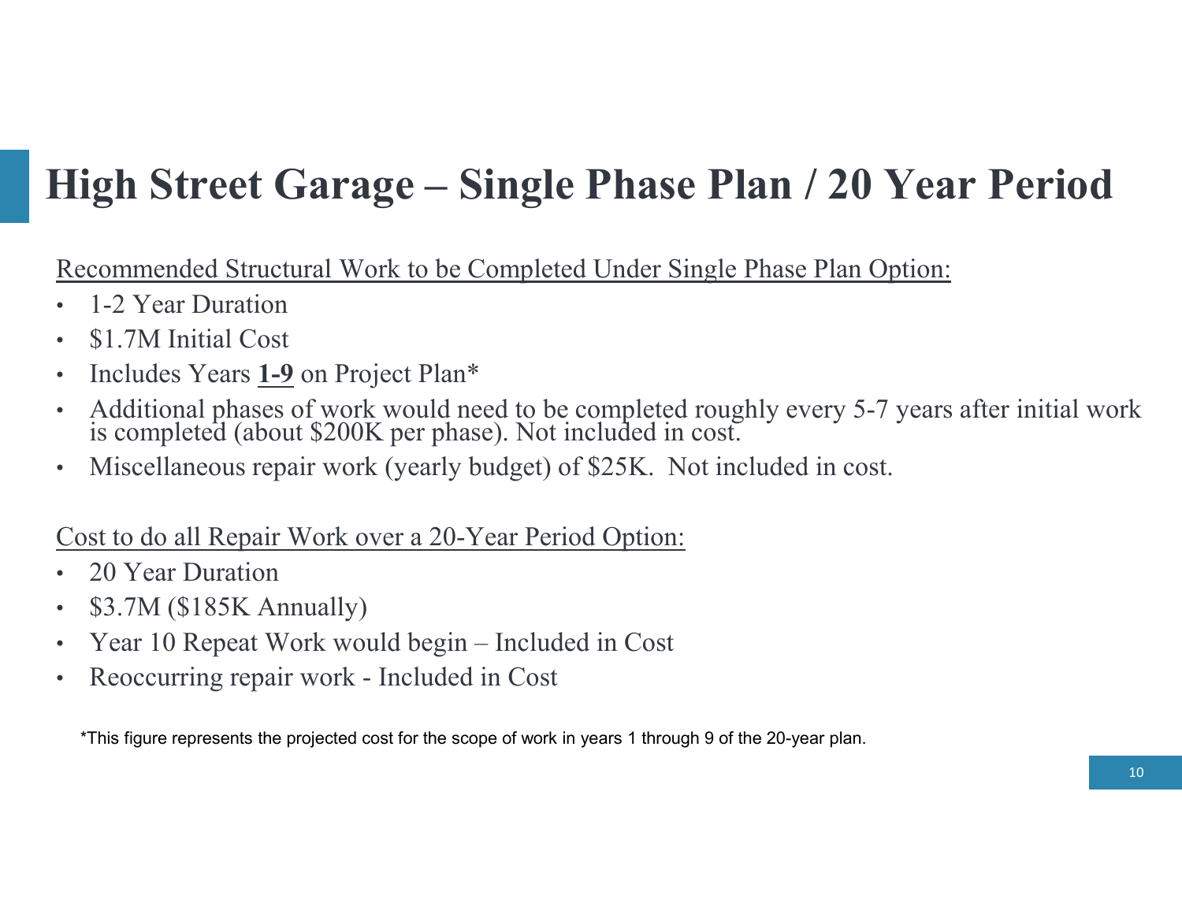# High Street Garage – Single Phase Plan / 20 Year Period

<u>Recommended Structural Work to be Completed Under Single Phase Plan Option:</u>

- 1-2 Year Duration
- $1.7M Initial Cost
- Includes Years **<u>1-9</u>** on Project Plan*
- Additional phases of work would need to be completed roughly every 5-7 years after initial work is completed (about $200K per phase). Not included in cost.
- Miscellaneous repair work (yearly budget) of $25K. Not included in cost.

<u>Cost to do all Repair Work over a 20-Year Period Option:</u>

- 20 Year Duration
- $3.7M ($185K Annually)
- Year 10 Repeat Work would begin – Included in Cost
- Reoccurring repair work - Included in Cost

*This figure represents the projected cost for the scope of work in years 1 through 9 of the 20-year plan.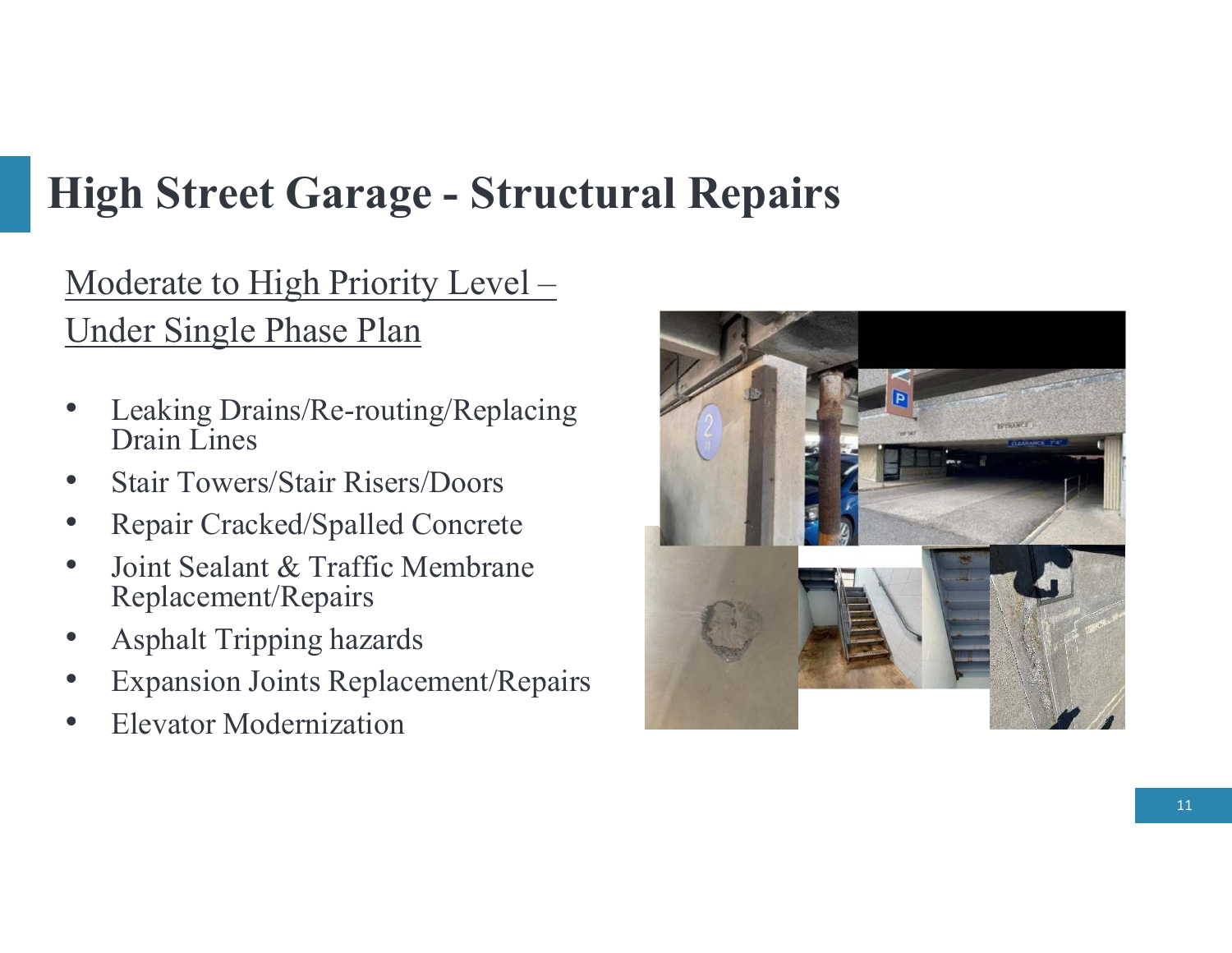# High Street Garage - Structural Repairs

<u>Moderate to High Priority Level – Under Single Phase Plan</u>

- Leaking Drains/Re-routing/Replacing Drain Lines
- Stair Towers/Stair Risers/Doors
- Repair Cracked/Spalled Concrete
- Joint Sealant & Traffic Membrane Replacement/Repairs
- Asphalt Tripping hazards
- Expansion Joints Replacement/Repairs
- Elevator Modernization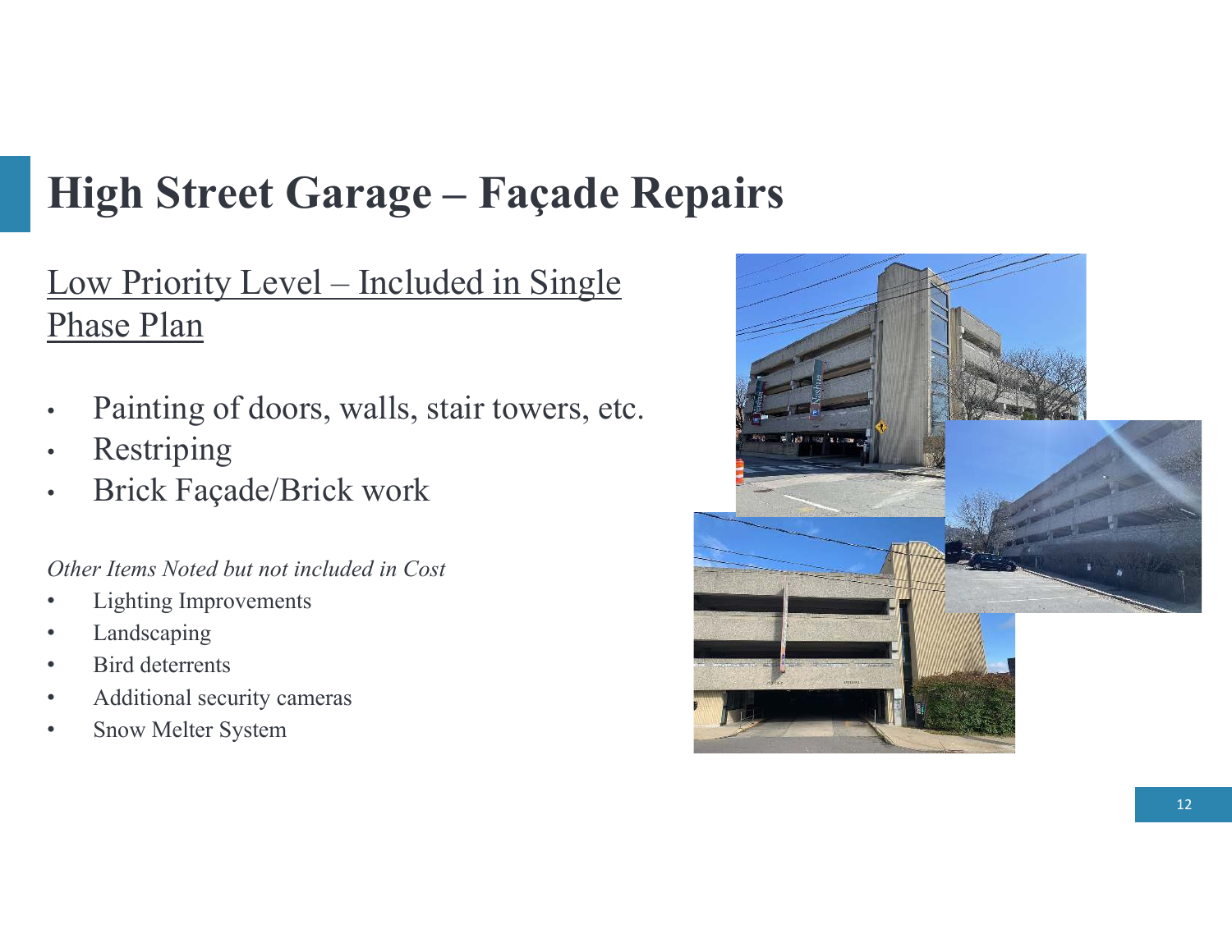# High Street Garage – Façade Repairs

<u>Low Priority Level – Included in Single Phase Plan</u>

- Painting of doors, walls, stair towers, etc.
- Restriping
- Brick Façade/Brick work

*Other Items Noted but not included in Cost*

- Lighting Improvements
- Landscaping
- Bird deterrents
- Additional security cameras
- Snow Melter System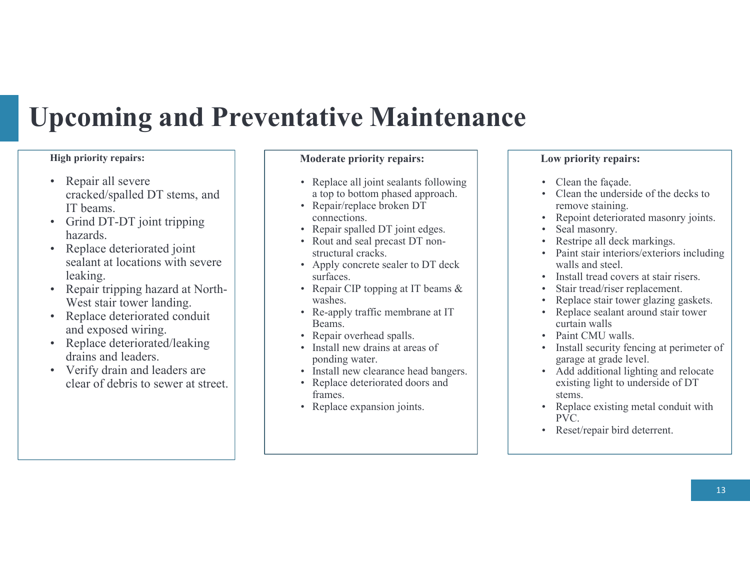# Upcoming and Preventative Maintenance

**High priority repairs:**

- Repair all severe cracked/spalled DT stems, and IT beams.
- Grind DT-DT joint tripping hazards.
- Replace deteriorated joint sealant at locations with severe leaking.
- Repair tripping hazard at North-West stair tower landing.
- Replace deteriorated conduit and exposed wiring.
- Replace deteriorated/leaking drains and leaders.
- Verify drain and leaders are clear of debris to sewer at street.

**Moderate priority repairs:**

- Replace all joint sealants following a top to bottom phased approach.
- Repair/replace broken DT connections.
- Repair spalled DT joint edges.
- Rout and seal precast DT non-structural cracks.
- Apply concrete sealer to DT deck surfaces.
- Repair CIP topping at IT beams & washes.
- Re-apply traffic membrane at IT Beams.
- Repair overhead spalls.
- Install new drains at areas of ponding water.
- Install new clearance head bangers.
- Replace deteriorated doors and frames.
- Replace expansion joints.

**Low priority repairs:**

- Clean the façade.
- Clean the underside of the decks to remove staining.
- Repoint deteriorated masonry joints.
- Seal masonry.
- Restripe all deck markings.
- Paint stair interiors/exteriors including walls and steel.
- Install tread covers at stair risers.
- Stair tread/riser replacement.
- Replace stair tower glazing gaskets.
- Replace sealant around stair tower curtain walls
- Paint CMU walls.
- Install security fencing at perimeter of garage at grade level.
- Add additional lighting and relocate existing light to underside of DT stems.
- Replace existing metal conduit with PVC.
- Reset/repair bird deterrent.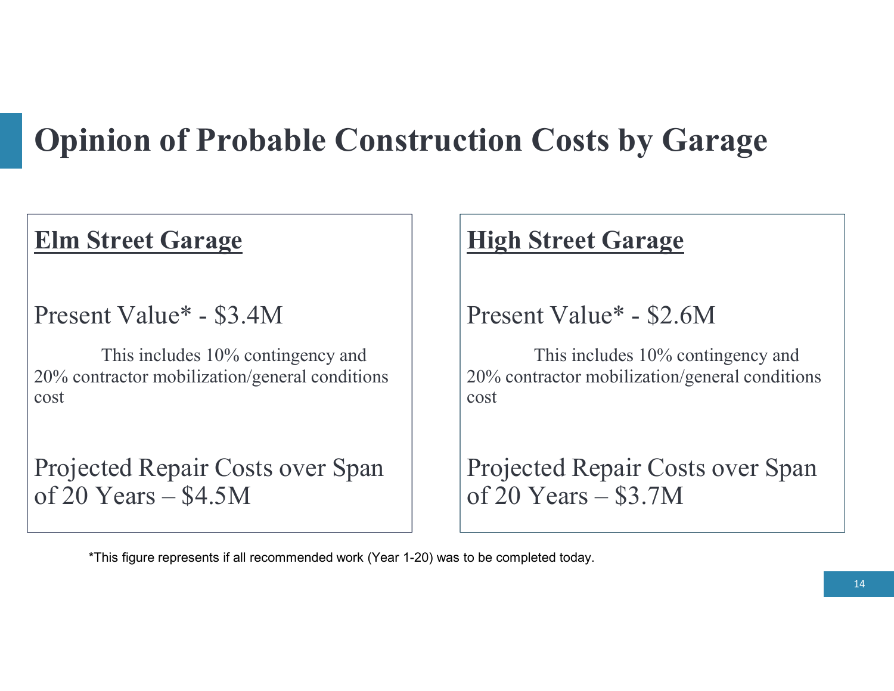# Opinion of Probable Construction Costs by Garage

**<u>Elm Street Garage</u>**

Present Value* - $3.4M

This includes 10% contingency and 20% contractor mobilization/general conditions cost

Projected Repair Costs over Span of 20 Years – $4.5M

**<u>High Street Garage</u>**

Present Value* - $2.6M

This includes 10% contingency and 20% contractor mobilization/general conditions cost

Projected Repair Costs over Span of 20 Years – $3.7M

*This figure represents if all recommended work (Year 1-20) was to be completed today.